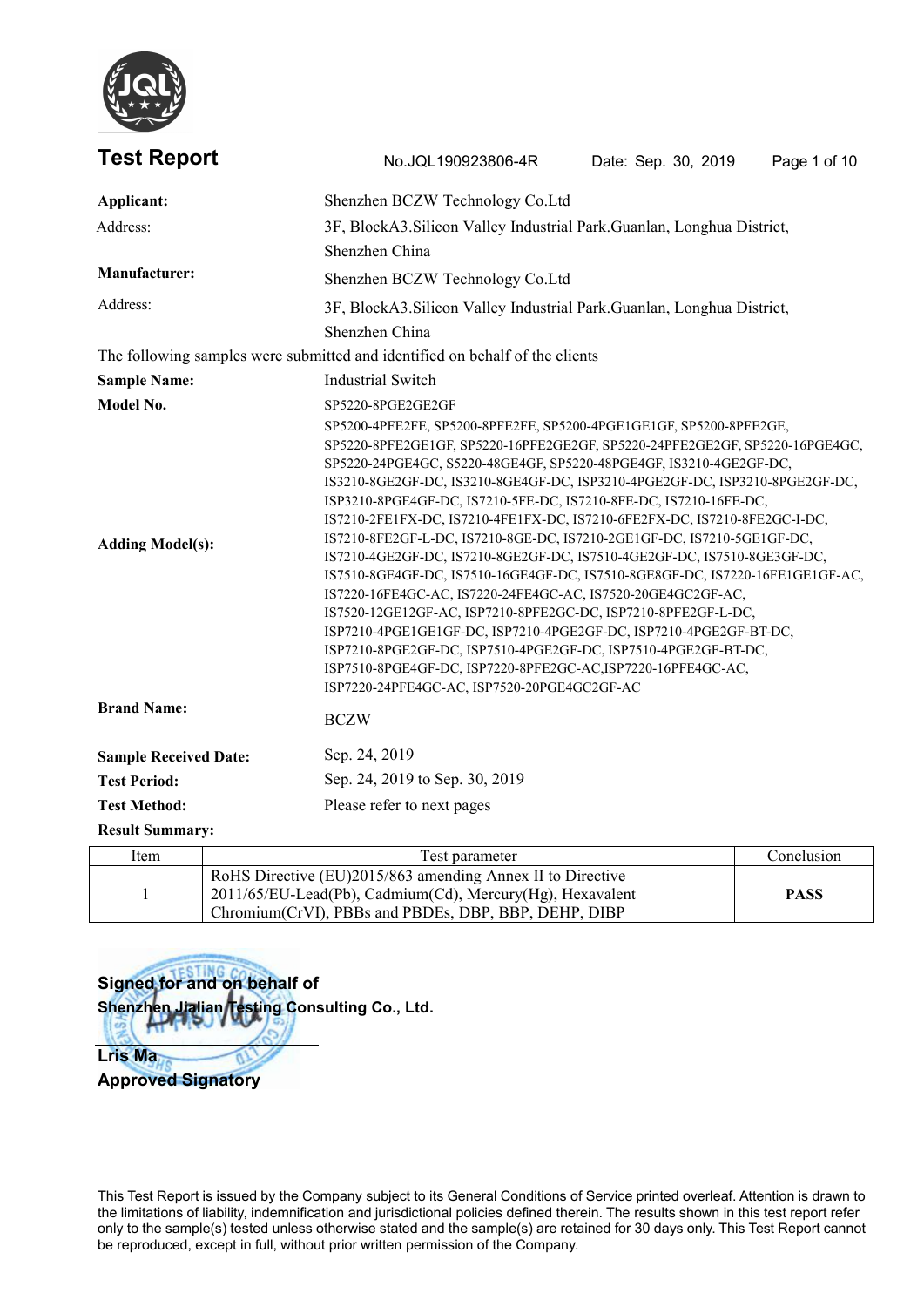# Test Report

No.JQL190923806-4R Date: Sep. 30, 2019

**Applicant:** Shenzhen BCZW Technology Co.Ltd

Address: 3F, BlockA3.Silicon Valley Industrial Park.Guanlan, Longhua District, Shenzhen China

**Manufacturer:** Shenzhen BCZW Technology Co.Ltd

Address: 3F, BlockA3.Silicon Valley Industrial Park.Guanlan, Longhua District, Shenzhen China

The following samples were submitted and identified on behalf of the clients

**Sample Name:** Industrial Switch

**Model No.** SP5220-8PGE2GE2GF

**Adding Model(s):** SP5200-4PFE2FE, SP5200-8PFE2FE, SP5200-4PGE1GE1GF, SP5200-8PFE2GE, SP5220-8PFE2GE1GF, SP5220-16PFE2GE2GF, SP5220-24PFE2GE2GF, SP5220-16PGE4GC, SP5220-24PGE4GC, S5220-48GE4GF, SP5220-48PGE4GF, IS3210-4GE2GF-DC, IS3210-8GE2GF-DC, IS3210-8GE4GF-DC, ISP3210-4PGE2GF-DC, ISP3210-8PGE2GF-DC, ISP3210-8PGE4GF-DC, IS7210-5FE-DC, IS7210-8FE-DC, IS7210-16FE-DC, IS7210-2FE1FX-DC, IS7210-4FE1FX-DC, IS7210-6FE2FX-DC, IS7210-8FE2GC-I-DC, IS7210-8FE2GF-L-DC, IS7210-8GE-DC, IS7210-2GE1GF-DC, IS7210-5GE1GF-DC, IS7210-4GE2GF-DC, IS7210-8GE2GF-DC, IS7510-4GE2GF-DC, IS7510-8GE3GF-DC, IS7510-8GE4GF-DC, IS7510-16GE4GF-DC, IS7510-8GE8GF-DC, IS7220-16FE1GE1GF-AC, IS7220-16FE4GC-AC, IS7220-24FE4GC-AC, IS7520-20GE4GC2GF-AC, IS7520-12GE12GF-AC, ISP7210-8PFE2GC-DC, ISP7210-8PFE2GF-L-DC, ISP7210-4PGE1GE1GF-DC, ISP7210-4PGE2GF-DC, ISP7210-4PGE2GF-BT-DC, ISP7210-8PGE2GF-DC, ISP7510-4PGE2GF-DC, ISP7510-4PGE2GF-BT-DC, ISP7510-8PGE4GF-DC, ISP7220-8PFE2GC-AC,ISP7220-16PFE4GC-AC, ISP7220-24PFE4GC-AC, ISP7520-20PGE4GC2GF-AC

**Brand Name:** BCZW

**Sample Received Date:** Sep. 24, 2019

**Test Period:** Sep. 24, 2019 to Sep. 30, 2019

**Test Method:** Please refer to next pages

**Result Summary:**

| Item | Test parameter | Conclusion |
|---|---|---|
| 1 | RoHS Directive (EU)2015/863 amending Annex II to Directive 2011/65/EU-Lead(Pb), Cadmium(Cd), Mercury(Hg), Hexavalent Chromium(CrVI), PBBs and PBDEs, DBP, BBP, DEHP, DIBP | **PASS** |

**Signed for and on behalf of**
**Shenzhen Jialian Testing Consulting Co., Ltd.**

**Lris Ma**
**Approved Signatory**

This Test Report is issued by the Company subject to its General Conditions of Service printed overleaf. Attention is drawn to the limitations of liability, indemnification and jurisdictional policies defined therein. The results shown in this test report refer only to the sample(s) tested unless otherwise stated and the sample(s) are retained for 30 days only. This Test Report cannot be reproduced, except in full, without prior written permission of the Company.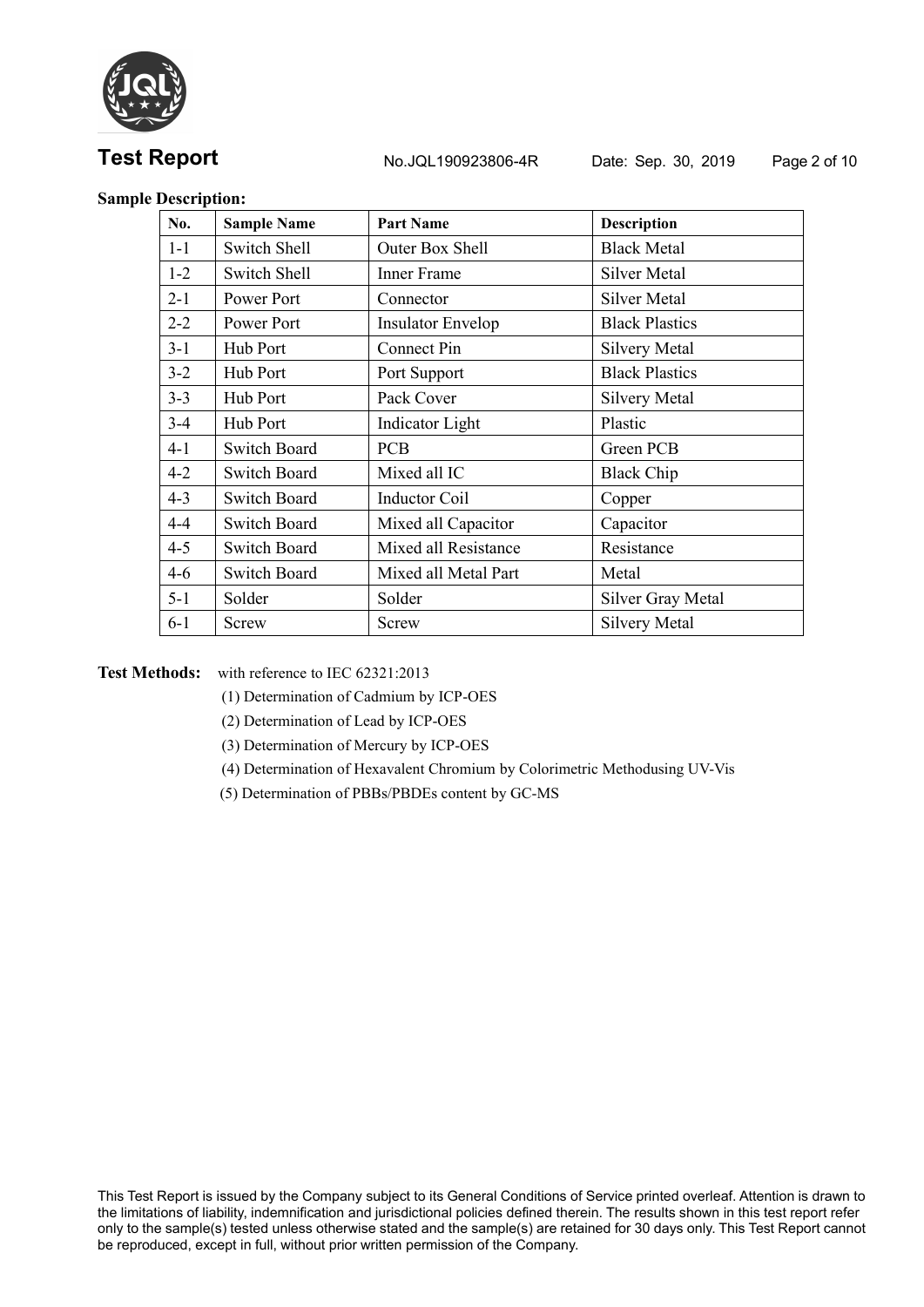**Sample Description:**

| No. | Sample Name | Part Name | Description |
|---|---|---|---|
| 1-1 | Switch Shell | Outer Box Shell | Black Metal |
| 1-2 | Switch Shell | Inner Frame | Silver Metal |
| 2-1 | Power Port | Connector | Silver Metal |
| 2-2 | Power Port | Insulator Envelop | Black Plastics |
| 3-1 | Hub Port | Connect Pin | Silvery Metal |
| 3-2 | Hub Port | Port Support | Black Plastics |
| 3-3 | Hub Port | Pack Cover | Silvery Metal |
| 3-4 | Hub Port | Indicator Light | Plastic |
| 4-1 | Switch Board | PCB | Green PCB |
| 4-2 | Switch Board | Mixed all IC | Black Chip |
| 4-3 | Switch Board | Inductor Coil | Copper |
| 4-4 | Switch Board | Mixed all Capacitor | Capacitor |
| 4-5 | Switch Board | Mixed all Resistance | Resistance |
| 4-6 | Switch Board | Mixed all Metal Part | Metal |
| 5-1 | Solder | Solder | Silver Gray Metal |
| 6-1 | Screw | Screw | Silvery Metal |

**Test Methods:** with reference to IEC 62321:2013

(1) Determination of Cadmium by ICP-OES

(2) Determination of Lead by ICP-OES

(3) Determination of Mercury by ICP-OES

(4) Determination of Hexavalent Chromium by Colorimetric Methodusing UV-Vis

(5) Determination of PBBs/PBDEs content by GC-MS

This Test Report is issued by the Company subject to its General Conditions of Service printed overleaf. Attention is drawn to the limitations of liability, indemnification and jurisdictional policies defined therein. The results shown in this test report refer only to the sample(s) tested unless otherwise stated and the sample(s) are retained for 30 days only. This Test Report cannot be reproduced, except in full, without prior written permission of the Company.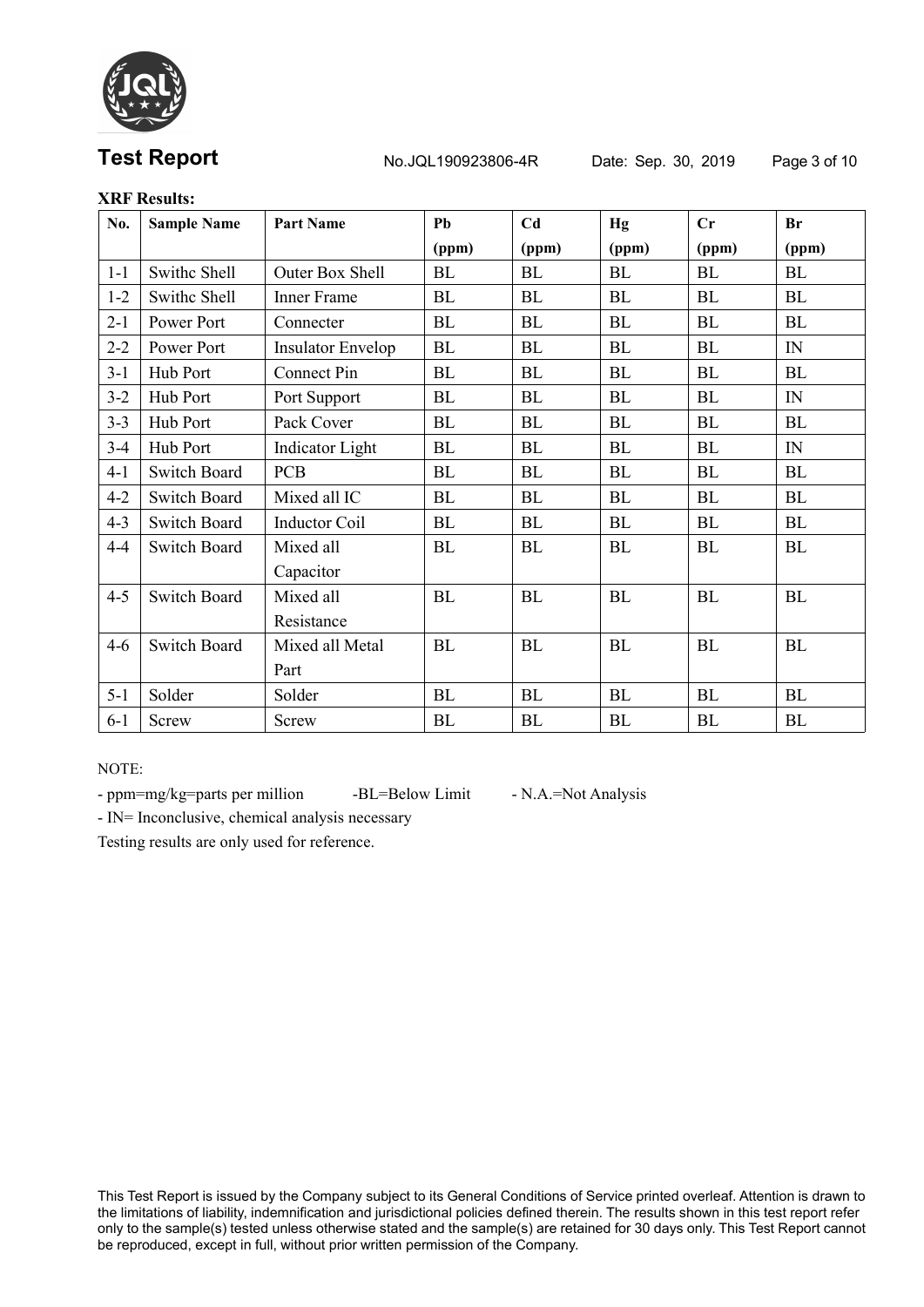**Test Report** No.JQL190923806-4R Date: Sep. 30, 2019

**XRF Results:**

| No. | Sample Name | Part Name | Pb (ppm) | Cd (ppm) | Hg (ppm) | Cr (ppm) | Br (ppm) |
|---|---|---|---|---|---|---|---|
| 1-1 | Swithc Shell | Outer Box Shell | BL | BL | BL | BL | BL |
| 1-2 | Swithc Shell | Inner Frame | BL | BL | BL | BL | BL |
| 2-1 | Power Port | Connecter | BL | BL | BL | BL | BL |
| 2-2 | Power Port | Insulator Envelop | BL | BL | BL | BL | IN |
| 3-1 | Hub Port | Connect Pin | BL | BL | BL | BL | BL |
| 3-2 | Hub Port | Port Support | BL | BL | BL | BL | IN |
| 3-3 | Hub Port | Pack Cover | BL | BL | BL | BL | BL |
| 3-4 | Hub Port | Indicator Light | BL | BL | BL | BL | IN |
| 4-1 | Switch Board | PCB | BL | BL | BL | BL | BL |
| 4-2 | Switch Board | Mixed all IC | BL | BL | BL | BL | BL |
| 4-3 | Switch Board | Inductor Coil | BL | BL | BL | BL | BL |
| 4-4 | Switch Board | Mixed all Capacitor | BL | BL | BL | BL | BL |
| 4-5 | Switch Board | Mixed all Resistance | BL | BL | BL | BL | BL |
| 4-6 | Switch Board | Mixed all Metal Part | BL | BL | BL | BL | BL |
| 5-1 | Solder | Solder | BL | BL | BL | BL | BL |
| 6-1 | Screw | Screw | BL | BL | BL | BL | BL |

NOTE:

- ppm=mg/kg=parts per million -BL=Below Limit - N.A.=Not Analysis
- IN= Inconclusive, chemical analysis necessary

Testing results are only used for reference.

This Test Report is issued by the Company subject to its General Conditions of Service printed overleaf. Attention is drawn to the limitations of liability, indemnification and jurisdictional policies defined therein. The results shown in this test report refer only to the sample(s) tested unless otherwise stated and the sample(s) are retained for 30 days only. This Test Report cannot be reproduced, except in full, without prior written permission of the Company.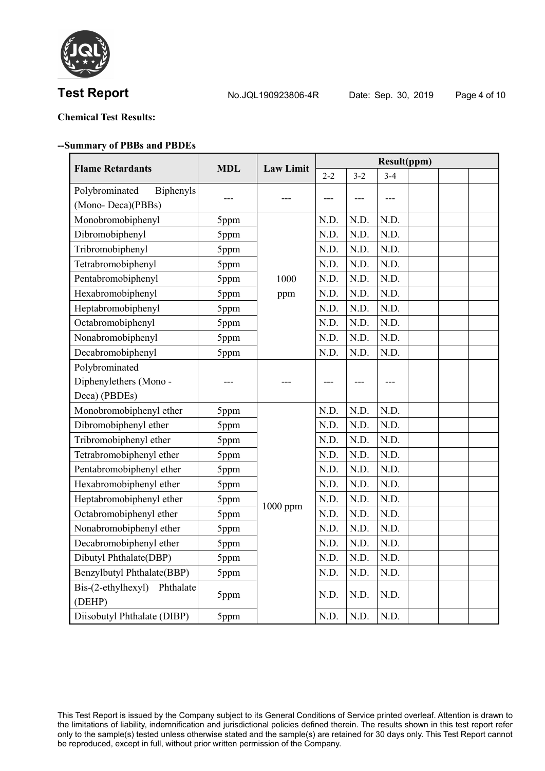**Chemical Test Results:**

**--Summary of PBBs and PBDEs**

| Flame Retardants | MDL | Law Limit | Result(ppm) | | | | | |
|---|---|---|---|---|---|---|---|---|
| | | | 2-2 | 3-2 | 3-4 | | | |
| Polybrominated Biphenyls (Mono- Deca)(PBBs) | --- | --- | --- | --- | --- | | | |
| Monobromobiphenyl | 5ppm | 1000 ppm | N.D. | N.D. | N.D. | | | |
| Dibromobiphenyl | 5ppm | | N.D. | N.D. | N.D. | | | |
| Tribromobiphenyl | 5ppm | | N.D. | N.D. | N.D. | | | |
| Tetrabromobiphenyl | 5ppm | | N.D. | N.D. | N.D. | | | |
| Pentabromobiphenyl | 5ppm | | N.D. | N.D. | N.D. | | | |
| Hexabromobiphenyl | 5ppm | | N.D. | N.D. | N.D. | | | |
| Heptabromobiphenyl | 5ppm | | N.D. | N.D. | N.D. | | | |
| Octabromobiphenyl | 5ppm | | N.D. | N.D. | N.D. | | | |
| Nonabromobiphenyl | 5ppm | | N.D. | N.D. | N.D. | | | |
| Decabromobiphenyl | 5ppm | | N.D. | N.D. | N.D. | | | |
| Polybrominated Diphenylethers (Mono - Deca) (PBDEs) | --- | --- | --- | --- | --- | | | |
| Monobromobiphenyl ether | 5ppm | 1000 ppm | N.D. | N.D. | N.D. | | | |
| Dibromobiphenyl ether | 5ppm | | N.D. | N.D. | N.D. | | | |
| Tribromobiphenyl ether | 5ppm | | N.D. | N.D. | N.D. | | | |
| Tetrabromobiphenyl ether | 5ppm | | N.D. | N.D. | N.D. | | | |
| Pentabromobiphenyl ether | 5ppm | | N.D. | N.D. | N.D. | | | |
| Hexabromobiphenyl ether | 5ppm | | N.D. | N.D. | N.D. | | | |
| Heptabromobiphenyl ether | 5ppm | | N.D. | N.D. | N.D. | | | |
| Octabromobiphenyl ether | 5ppm | | N.D. | N.D. | N.D. | | | |
| Nonabromobiphenyl ether | 5ppm | | N.D. | N.D. | N.D. | | | |
| Decabromobiphenyl ether | 5ppm | | N.D. | N.D. | N.D. | | | |
| Dibutyl Phthalate(DBP) | 5ppm | | N.D. | N.D. | N.D. | | | |
| Benzylbutyl Phthalate(BBP) | 5ppm | | N.D. | N.D. | N.D. | | | |
| Bis-(2-ethylhexyl) Phthalate (DEHP) | 5ppm | | N.D. | N.D. | N.D. | | | |
| Diisobutyl Phthalate (DIBP) | 5ppm | | N.D. | N.D. | N.D. | | | |

This Test Report is issued by the Company subject to its General Conditions of Service printed overleaf. Attention is drawn to the limitations of liability, indemnification and jurisdictional policies defined therein. The results shown in this test report refer only to the sample(s) tested unless otherwise stated and the sample(s) are retained for 30 days only. This Test Report cannot be reproduced, except in full, without prior written permission of the Company.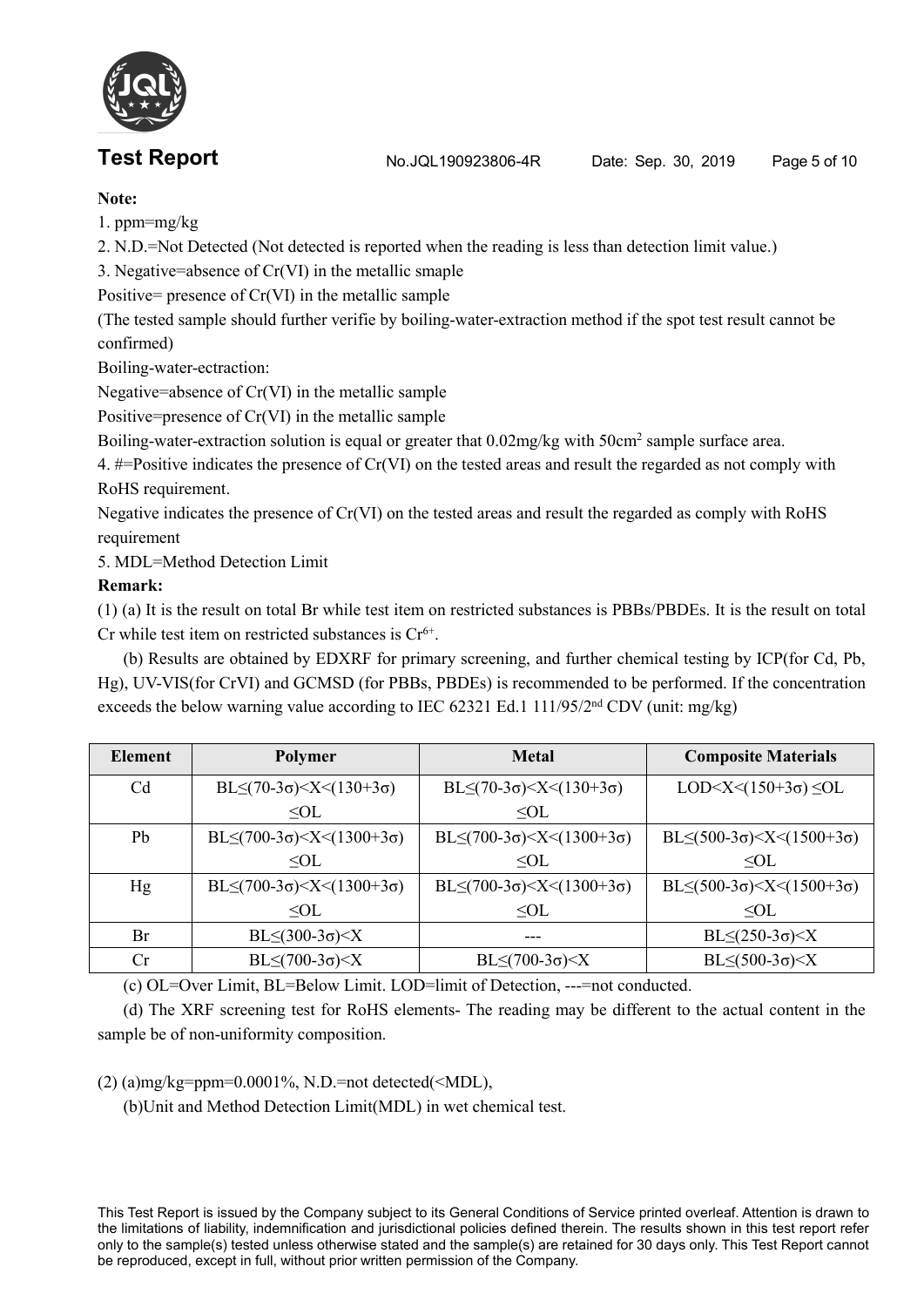**Note:**

1. ppm=mg/kg
2. N.D.=Not Detected (Not detected is reported when the reading is less than detection limit value.)
3. Negative=absence of Cr(VI) in the metallic smaple

Positive= presence of Cr(VI) in the metallic sample

(The tested sample should further verifie by boiling-water-extraction method if the spot test result cannot be confirmed)

Boiling-water-ectraction:

Negative=absence of Cr(VI) in the metallic sample

Positive=presence of Cr(VI) in the metallic sample

Boiling-water-extraction solution is equal or greater that 0.02mg/kg with $50cm^2$ sample surface area.

4. #=Positive indicates the presence of Cr(VI) on the tested areas and result the regarded as not comply with RoHS requirement.

Negative indicates the presence of Cr(VI) on the tested areas and result the regarded as comply with RoHS requirement

5. MDL=Method Detection Limit

**Remark:**

(1) (a) It is the result on total Br while test item on restricted substances is PBBs/PBDEs. It is the result on total Cr while test item on restricted substances is $Cr^{6+}$.

(b) Results are obtained by EDXRF for primary screening, and further chemical testing by ICP(for Cd, Pb, Hg), UV-VIS(for CrVI) and GCMSD (for PBBs, PBDEs) is recommended to be performed. If the concentration exceeds the below warning value according to IEC 62321 Ed.1 111/95/2nd CDV (unit: mg/kg)

| Element | Polymer | Metal | Composite Materials |
|---|---|---|---|
| Cd | BL≤(70-3σ)<X<(130+3σ) ≤OL | BL≤(70-3σ)<X<(130+3σ) ≤OL | LOD<X<(150+3σ) ≤OL |
| Pb | BL≤(700-3σ)<X<(1300+3σ) ≤OL | BL≤(700-3σ)<X<(1300+3σ) ≤OL | BL≤(500-3σ)<X<(1500+3σ) ≤OL |
| Hg | BL≤(700-3σ)<X<(1300+3σ) ≤OL | BL≤(700-3σ)<X<(1300+3σ) ≤OL | BL≤(500-3σ)<X<(1500+3σ) ≤OL |
| Br | BL≤(300-3σ)<X | --- | BL≤(250-3σ)<X |
| Cr | BL≤(700-3σ)<X | BL≤(700-3σ)<X | BL≤(500-3σ)<X |

(c) OL=Over Limit, BL=Below Limit. LOD=limit of Detection, ---=not conducted.

(d) The XRF screening test for RoHS elements- The reading may be different to the actual content in the sample be of non-uniformity composition.

(2) (a)mg/kg=ppm=0.0001%, N.D.=not detected(<MDL),

(b)Unit and Method Detection Limit(MDL) in wet chemical test.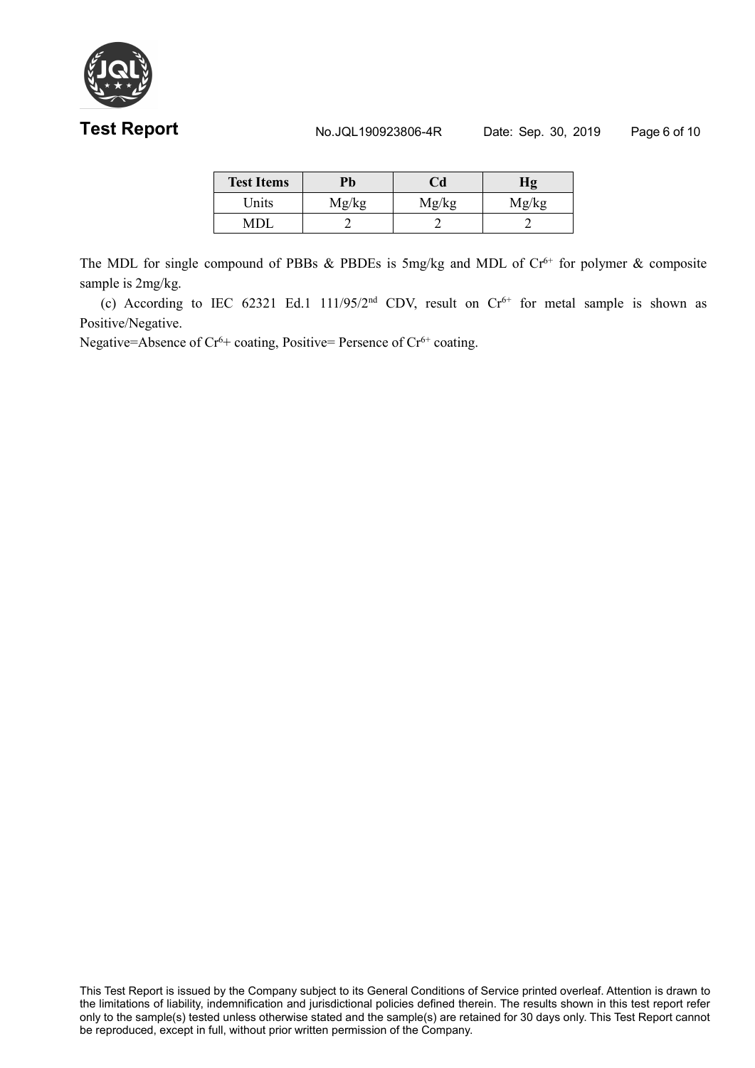| Test Items | Pb | Cd | Hg |
|---|---|---|---|
| Units | Mg/kg | Mg/kg | Mg/kg |
| MDL | 2 | 2 | 2 |

The MDL for single compound of PBBs & PBDEs is 5mg/kg and MDL of $Cr^{6+}$ for polymer & composite sample is 2mg/kg.

(c) According to IEC 62321 Ed.1 111/95/2nd CDV, result on $Cr^{6+}$ for metal sample is shown as Positive/Negative.

Negative=Absence of $Cr^{6}$+ coating, Positive= Persence of $Cr^{6+}$ coating.

This Test Report is issued by the Company subject to its General Conditions of Service printed overleaf. Attention is drawn to the limitations of liability, indemnification and jurisdictional policies defined therein. The results shown in this test report refer only to the sample(s) tested unless otherwise stated and the sample(s) are retained for 30 days only. This Test Report cannot be reproduced, except in full, without prior written permission of the Company.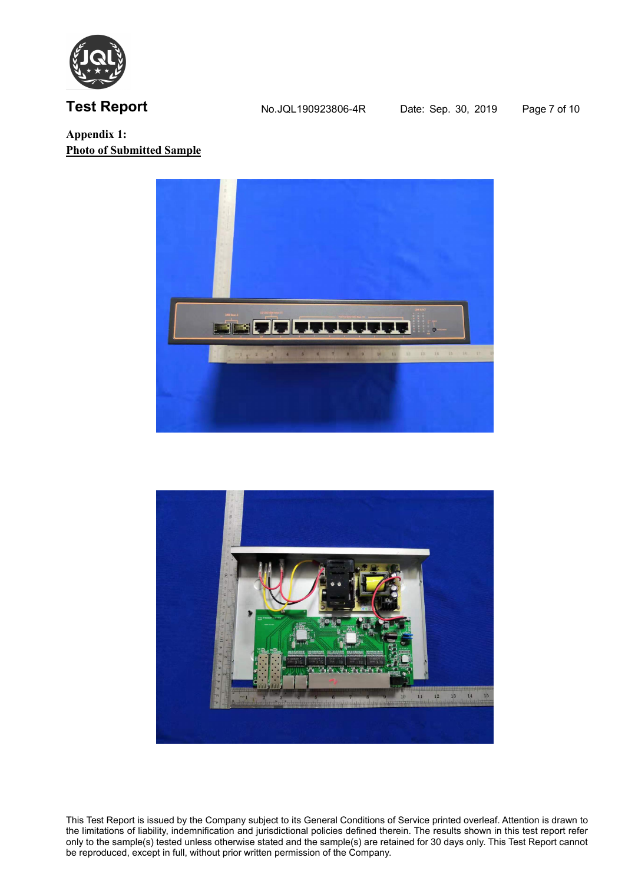**Appendix 1:**

**Photo of Submitted Sample**

This Test Report is issued by the Company subject to its General Conditions of Service printed overleaf. Attention is drawn to the limitations of liability, indemnification and jurisdictional policies defined therein. The results shown in this test report refer only to the sample(s) tested unless otherwise stated and the sample(s) are retained for 30 days only. This Test Report cannot be reproduced, except in full, without prior written permission of the Company.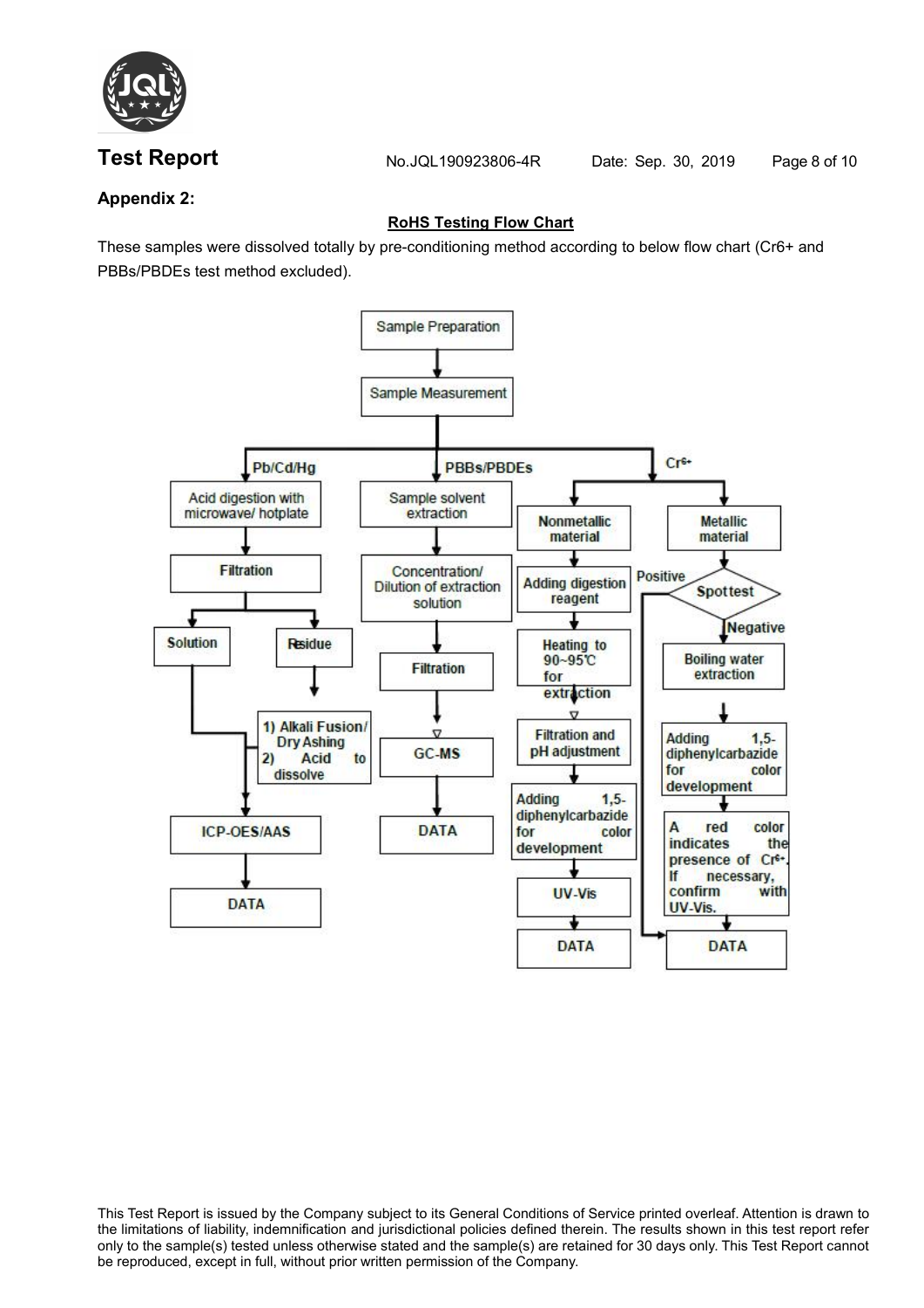**Appendix 2:**

**RoHS Testing Flow Chart**

These samples were dissolved totally by pre-conditioning method according to below flow chart (Cr6+ and PBBs/PBDEs test method excluded).

Sample Preparation → Sample Measurement

- **Pb/Cd/Hg**: Acid digestion with microwave/ hotplate → Filtration → Solution / Residue
  - Residue → 1) Alkali Fusion/ Dry Ashing 2) Acid to dissolve
  - Solution and dissolved residue → ICP-OES/AAS → DATA
- **PBBs/PBDEs**: Sample solvent extraction → Concentration/ Dilution of extraction solution → Filtration → GC-MS → DATA
- **$Cr^{6+}$**:
  - Nonmetallic material → Adding digestion reagent → Heating to 90~95℃ for extraction → Filtration and pH adjustment → Adding 1,5-diphenylcarbazide for color development → UV-Vis → DATA
  - Metallic material → Spottest
    - Positive → DATA
    - Negative → Boiling water extraction → Adding 1,5-diphenylcarbazide for color development → A red color indicates the presence of $Cr^{6+}$. If necessary, confirm with UV-Vis. → DATA

This Test Report is issued by the Company subject to its General Conditions of Service printed overleaf. Attention is drawn to the limitations of liability, indemnification and jurisdictional policies defined therein. The results shown in this test report refer only to the sample(s) tested unless otherwise stated and the sample(s) are retained for 30 days only. This Test Report cannot be reproduced, except in full, without prior written permission of the Company.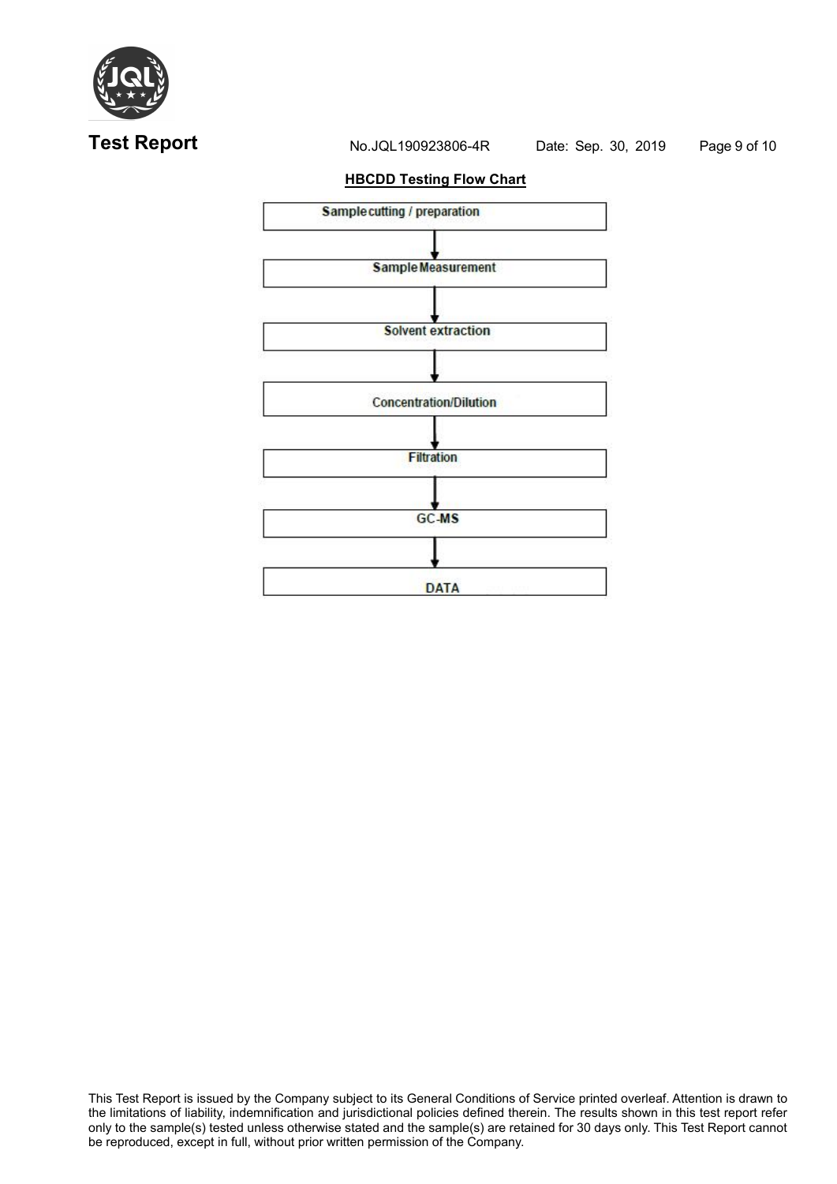**HBCDD Testing Flow Chart**

Sample cutting / preparation

↓

Sample Measurement

↓

Solvent extraction

↓

Concentration/Dilution

↓

Filtration

↓

GC-MS

↓

DATA

This Test Report is issued by the Company subject to its General Conditions of Service printed overleaf. Attention is drawn to the limitations of liability, indemnification and jurisdictional policies defined therein. The results shown in this test report refer only to the sample(s) tested unless otherwise stated and the sample(s) are retained for 30 days only. This Test Report cannot be reproduced, except in full, without prior written permission of the Company.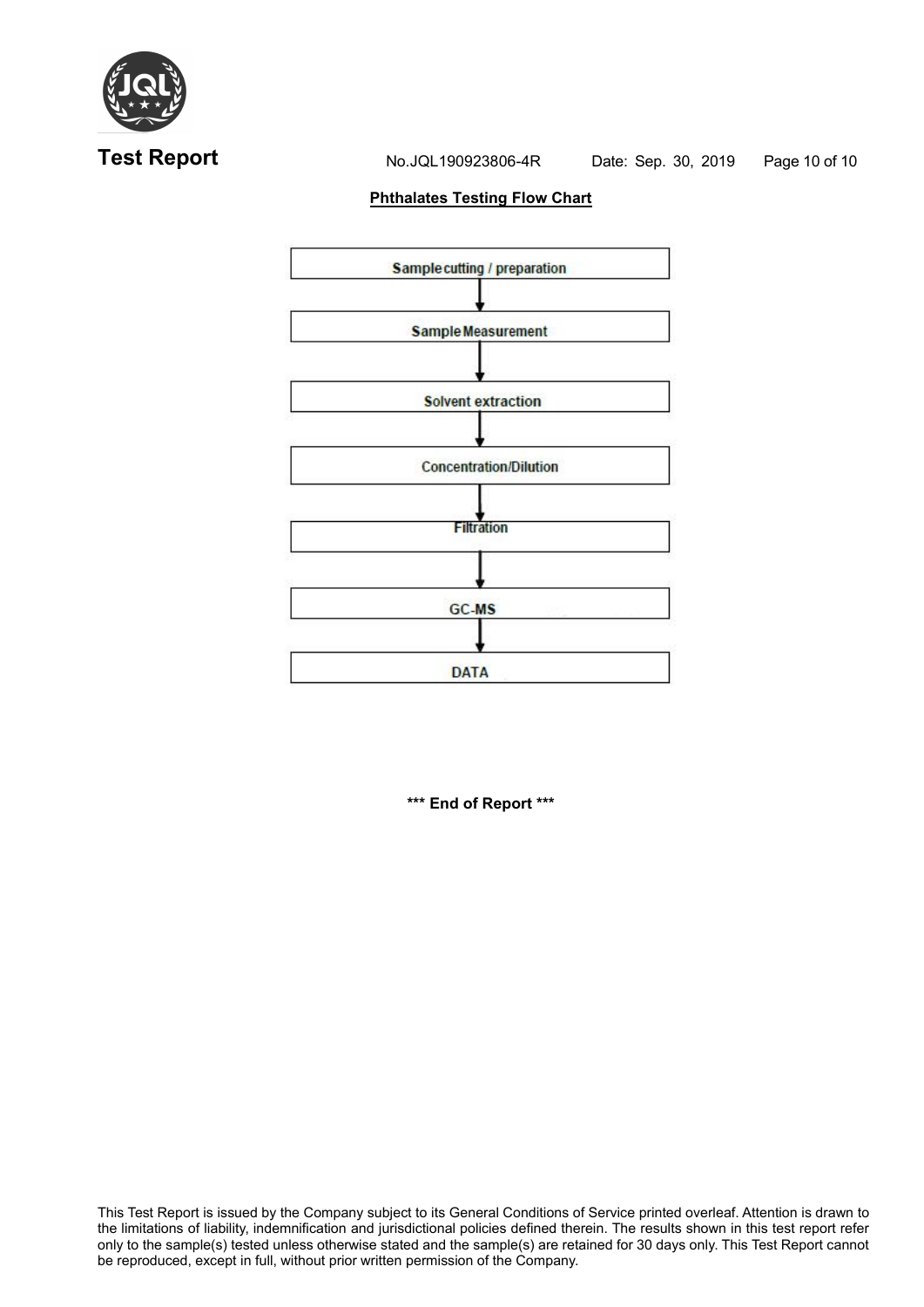**Phthalates Testing Flow Chart**

Sample cutting / preparation

↓

Sample Measurement

↓

Solvent extraction

↓

Concentration/Dilution

↓

Filtration

↓

GC-MS

↓

DATA

*** End of Report ***

This Test Report is issued by the Company subject to its General Conditions of Service printed overleaf. Attention is drawn to the limitations of liability, indemnification and jurisdictional policies defined therein. The results shown in this test report refer only to the sample(s) tested unless otherwise stated and the sample(s) are retained for 30 days only. This Test Report cannot be reproduced, except in full, without prior written permission of the Company.